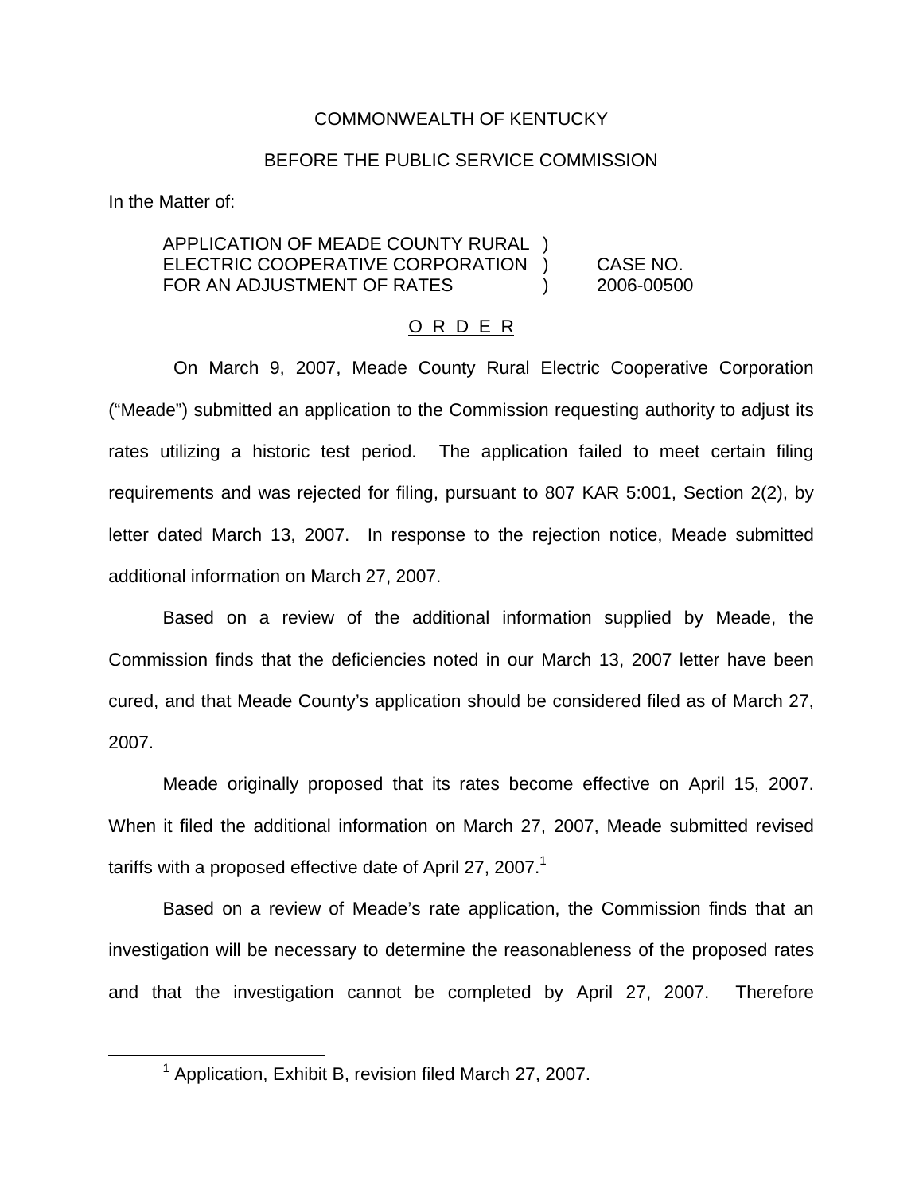COMMONWEALTH OF KENTUCKY

BEFORE THE PUBLIC SERVICE COMMISSION

In the Matter of:

APPLICATION OF MEADE COUNTY RURAL ELECTRIC COOPERATIVE CORPORATION FOR AN ADJUSTMENT OF RATES ) CASE NO. 2006-00500

O R D E R

On March 9, 2007, Meade County Rural Electric Cooperative Corporation ("Meade") submitted an application to the Commission requesting authority to adjust its rates utilizing a historic test period. The application failed to meet certain filing requirements and was rejected for filing, pursuant to 807 KAR 5:001, Section 2(2), by letter dated March 13, 2007. In response to the rejection notice, Meade submitted additional information on March 27, 2007.

Based on a review of the additional information supplied by Meade, the Commission finds that the deficiencies noted in our March 13, 2007 letter have been cured, and that Meade County's application should be considered filed as of March 27, 2007.

Meade originally proposed that its rates become effective on April 15, 2007. When it filed the additional information on March 27, 2007, Meade submitted revised tariffs with a proposed effective date of April 27, 2007.[1]

Based on a review of Meade's rate application, the Commission finds that an investigation will be necessary to determine the reasonableness of the proposed rates and that the investigation cannot be completed by April 27, 2007. Therefore

[1] Application, Exhibit B, revision filed March 27, 2007.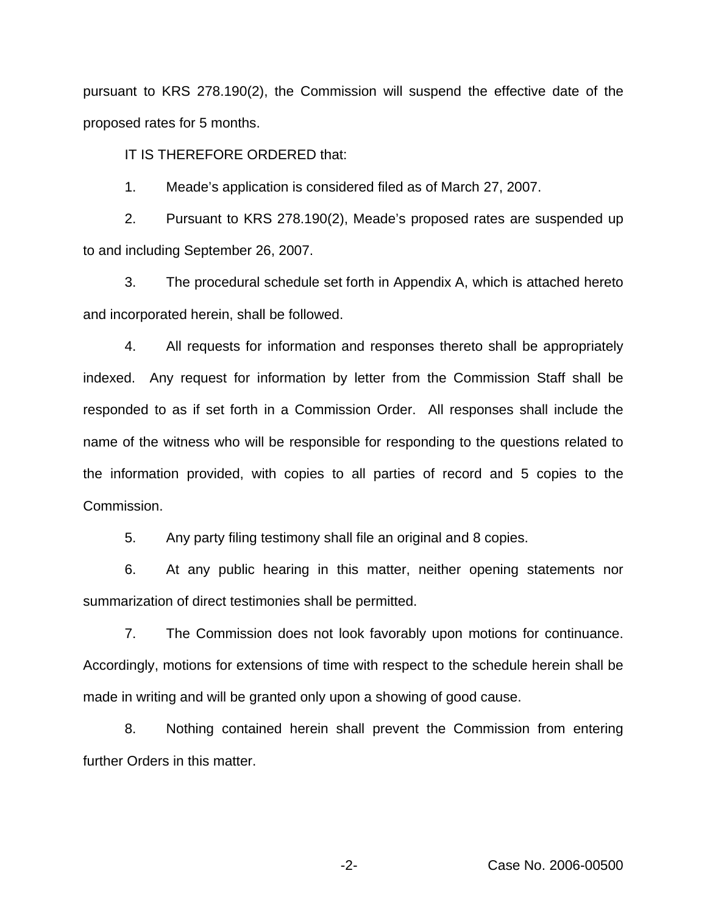pursuant to KRS 278.190(2), the Commission will suspend the effective date of the proposed rates for 5 months.

IT IS THEREFORE ORDERED that:

1. Meade's application is considered filed as of March 27, 2007.

2. Pursuant to KRS 278.190(2), Meade's proposed rates are suspended up to and including September 26, 2007.

3. The procedural schedule set forth in Appendix A, which is attached hereto and incorporated herein, shall be followed.

4. All requests for information and responses thereto shall be appropriately indexed. Any request for information by letter from the Commission Staff shall be responded to as if set forth in a Commission Order. All responses shall include the name of the witness who will be responsible for responding to the questions related to the information provided, with copies to all parties of record and 5 copies to the Commission.

5. Any party filing testimony shall file an original and 8 copies.

6. At any public hearing in this matter, neither opening statements nor summarization of direct testimonies shall be permitted.

7. The Commission does not look favorably upon motions for continuance. Accordingly, motions for extensions of time with respect to the schedule herein shall be made in writing and will be granted only upon a showing of good cause.

8. Nothing contained herein shall prevent the Commission from entering further Orders in this matter.

Case No. 2006-00500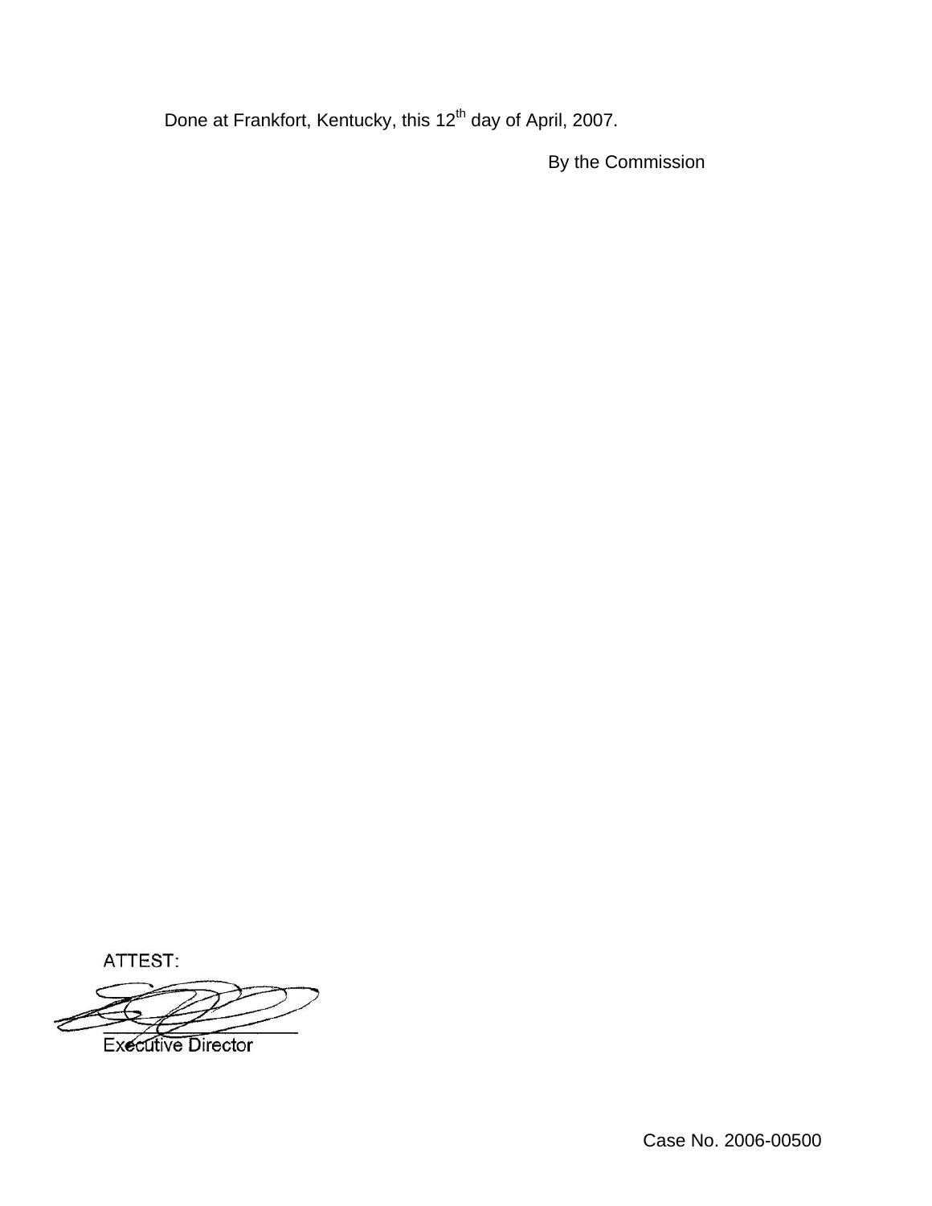Done at Frankfort, Kentucky, this 12th day of April, 2007.

By the Commission

ATTEST:

Executive Director

Case No. 2006-00500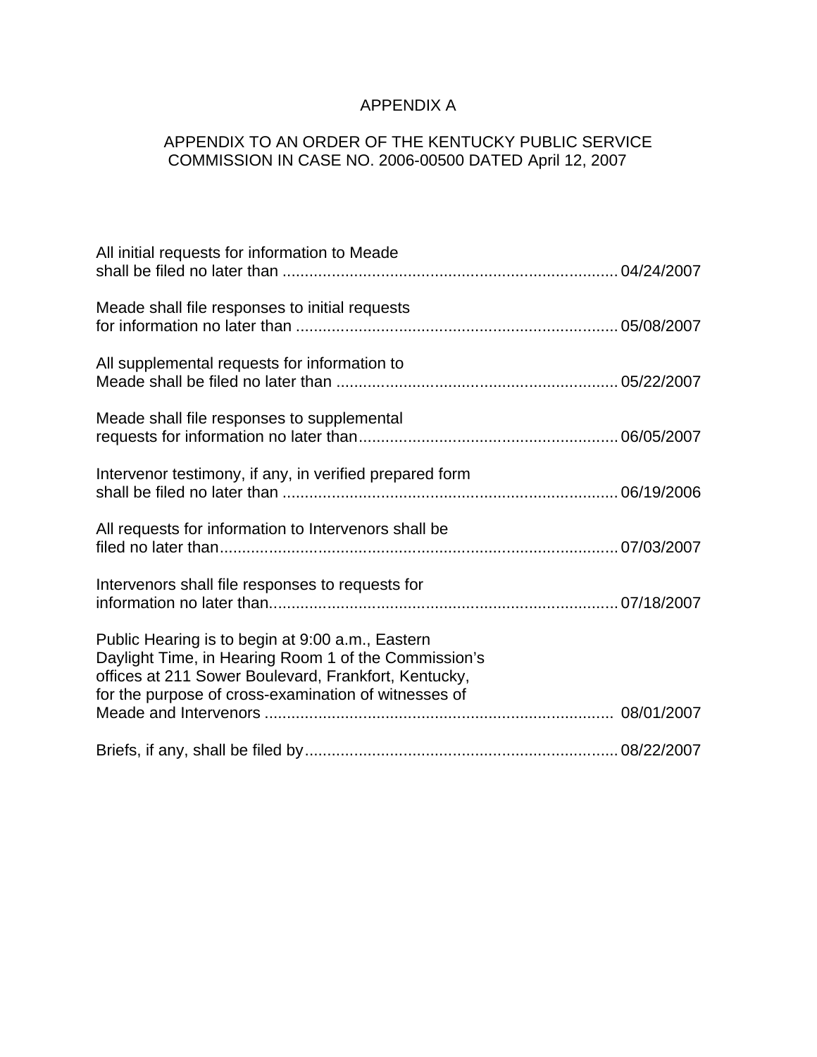APPENDIX A

APPENDIX TO AN ORDER OF THE KENTUCKY PUBLIC SERVICE COMMISSION IN CASE NO. 2006-00500 DATED April 12, 2007

All initial requests for information to Meade shall be filed no later than .......................................................................... 04/24/2007

Meade shall file responses to initial requests for information no later than ....................................................................... 05/08/2007

All supplemental requests for information to Meade shall be filed no later than .............................................................. 05/22/2007

Meade shall file responses to supplemental requests for information no later than......................................................... 06/05/2007

Intervenor testimony, if any, in verified prepared form shall be filed no later than .......................................................................... 06/19/2006

All requests for information to Intervenors shall be filed no later than........................................................................................ 07/03/2007

Intervenors shall file responses to requests for information no later than............................................................................ 07/18/2007

Public Hearing is to begin at 9:00 a.m., Eastern Daylight Time, in Hearing Room 1 of the Commission's offices at 211 Sower Boulevard, Frankfort, Kentucky, for the purpose of cross-examination of witnesses of Meade and Intervenors ............................................................................. 08/01/2007

Briefs, if any, shall be filed by..................................................................... 08/22/2007